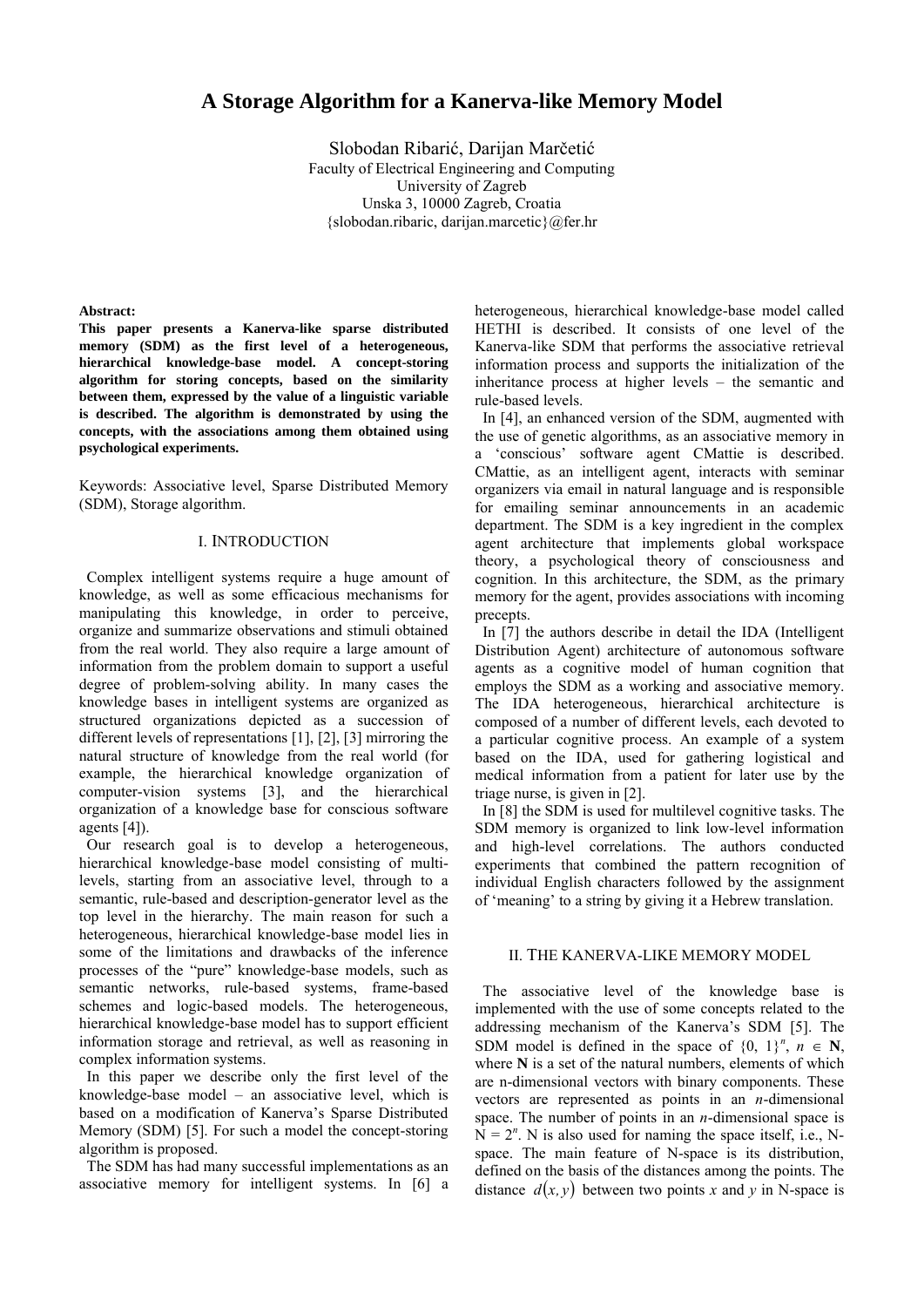# A Storage Algorithm for a Kanerva-like Memory Model

Slobodan Ribarić, Darijan Marčetić
Faculty of Electrical Engineering and Computing
University of Zagreb
Unska 3, 10000 Zagreb, Croatia
{slobodan.ribaric, darijan.marcetic}@fer.hr

**Abstract:**
**This paper presents a Kanerva-like sparse distributed memory (SDM) as the first level of a heterogeneous, hierarchical knowledge-base model. A concept-storing algorithm for storing concepts, based on the similarity between them, expressed by the value of a linguistic variable is described. The algorithm is demonstrated by using the concepts, with the associations among them obtained using psychological experiments.**

Keywords: Associative level, Sparse Distributed Memory (SDM), Storage algorithm.

## I. INTRODUCTION

Complex intelligent systems require a huge amount of knowledge, as well as some efficacious mechanisms for manipulating this knowledge, in order to perceive, organize and summarize observations and stimuli obtained from the real world. They also require a large amount of information from the problem domain to support a useful degree of problem-solving ability. In many cases the knowledge bases in intelligent systems are organized as structured organizations depicted as a succession of different levels of representations [1], [2], [3] mirroring the natural structure of knowledge from the real world (for example, the hierarchical knowledge organization of computer-vision systems [3], and the hierarchical organization of a knowledge base for conscious software agents [4]).

Our research goal is to develop a heterogeneous, hierarchical knowledge-base model consisting of multi-levels, starting from an associative level, through to a semantic, rule-based and description-generator level as the top level in the hierarchy. The main reason for such a heterogeneous, hierarchical knowledge-base model lies in some of the limitations and drawbacks of the inference processes of the "pure" knowledge-base models, such as semantic networks, rule-based systems, frame-based schemes and logic-based models. The heterogeneous, hierarchical knowledge-base model has to support efficient information storage and retrieval, as well as reasoning in complex information systems.

In this paper we describe only the first level of the knowledge-base model – an associative level, which is based on a modification of Kanerva's Sparse Distributed Memory (SDM) [5]. For such a model the concept-storing algorithm is proposed.

The SDM has had many successful implementations as an associative memory for intelligent systems. In [6] a heterogeneous, hierarchical knowledge-base model called HETHI is described. It consists of one level of the Kanerva-like SDM that performs the associative retrieval information process and supports the initialization of the inheritance process at higher levels – the semantic and rule-based levels.

In [4], an enhanced version of the SDM, augmented with the use of genetic algorithms, as an associative memory in a 'conscious' software agent CMattie is described. CMattie, as an intelligent agent, interacts with seminar organizers via email in natural language and is responsible for emailing seminar announcements in an academic department. The SDM is a key ingredient in the complex agent architecture that implements global workspace theory, a psychological theory of consciousness and cognition. In this architecture, the SDM, as the primary memory for the agent, provides associations with incoming precepts.

In [7] the authors describe in detail the IDA (Intelligent Distribution Agent) architecture of autonomous software agents as a cognitive model of human cognition that employs the SDM as a working and associative memory. The IDA heterogeneous, hierarchical architecture is composed of a number of different levels, each devoted to a particular cognitive process. An example of a system based on the IDA, used for gathering logistical and medical information from a patient for later use by the triage nurse, is given in [2].

In [8] the SDM is used for multilevel cognitive tasks. The SDM memory is organized to link low-level information and high-level correlations. The authors conducted experiments that combined the pattern recognition of individual English characters followed by the assignment of 'meaning' to a string by giving it a Hebrew translation.

## II. THE KANERVA-LIKE MEMORY MODEL

The associative level of the knowledge base is implemented with the use of some concepts related to the addressing mechanism of the Kanerva's SDM [5]. The SDM model is defined in the space of $\{0, 1\}^n$, $n \in \mathbf{N}$, where $\mathbf{N}$ is a set of the natural numbers, elements of which are n-dimensional vectors with binary components. These vectors are represented as points in an $n$-dimensional space. The number of points in an $n$-dimensional space is $N = 2^n$. N is also used for naming the space itself, i.e., N-space. The main feature of N-space is its distribution, defined on the basis of the distances among the points. The distance $d(x, y)$ between two points $x$ and $y$ in N-space is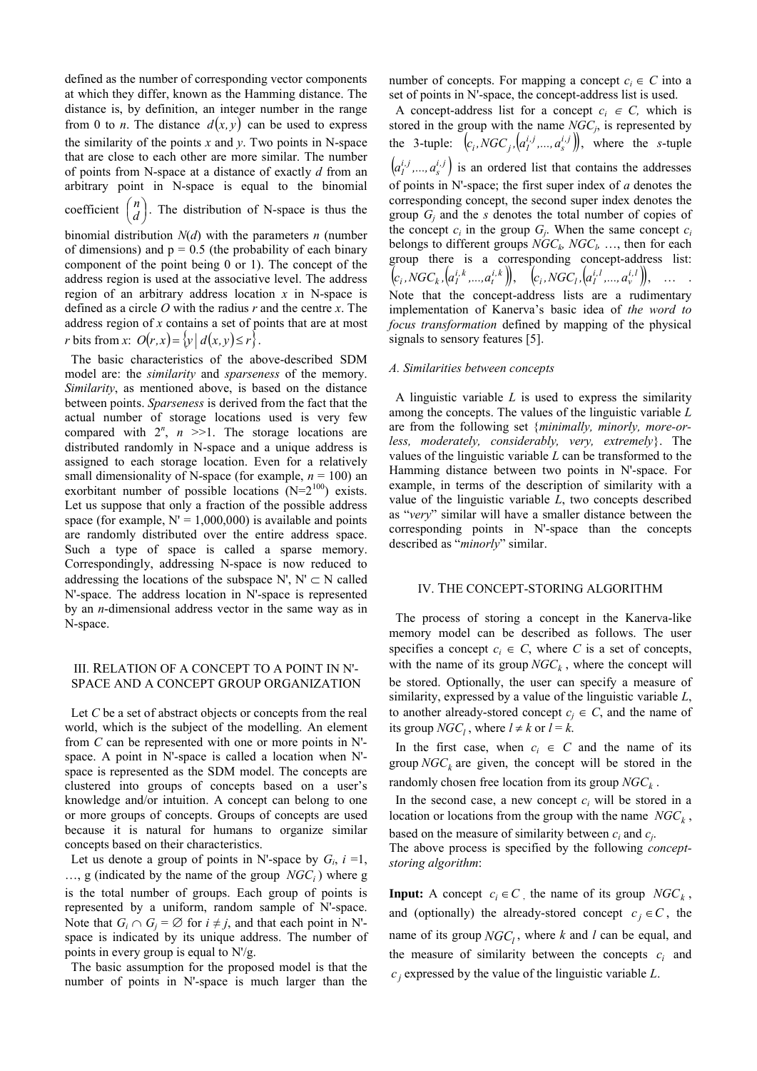defined as the number of corresponding vector components at which they differ, known as the Hamming distance. The distance is, by definition, an integer number in the range from 0 to $n$. The distance $d(x,y)$ can be used to express the similarity of the points $x$ and $y$. Two points in N-space that are close to each other are more similar. The number of points from N-space at a distance of exactly $d$ from an arbitrary point in N-space is equal to the binomial coefficient $\binom{n}{d}$. The distribution of N-space is thus the binomial distribution $N(d)$ with the parameters $n$ (number of dimensions) and $p = 0.5$ (the probability of each binary component of the point being 0 or 1). The concept of the address region is used at the associative level. The address region of an arbitrary address location $x$ in N-space is defined as a circle $O$ with the radius $r$ and the centre $x$. The address region of $x$ contains a set of points that are at most $r$ bits from $x$: $O(r,x) = \{y \mid d(x,y) \leq r\}$.

The basic characteristics of the above-described SDM model are: the *similarity* and *sparseness* of the memory. *Similarity*, as mentioned above, is based on the distance between points. *Sparseness* is derived from the fact that the actual number of storage locations used is very few compared with $2^n$, $n >> 1$. The storage locations are distributed randomly in N-space and a unique address is assigned to each storage location. Even for a relatively small dimensionality of N-space (for example, $n = 100$) an exorbitant number of possible locations ($N = 2^{100}$) exists. Let us suppose that only a fraction of the possible address space (for example, $N' = 1{,}000{,}000$) is available and points are randomly distributed over the entire address space. Such a type of space is called a sparse memory. Correspondingly, addressing N-space is now reduced to addressing the locations of the subspace N', $N' \subset N$ called N'-space. The address location in N'-space is represented by an $n$-dimensional address vector in the same way as in N-space.

## III. Relation of a Concept to a Point in N'-Space and a Concept Group Organization

Let $C$ be a set of abstract objects or concepts from the real world, which is the subject of the modelling. An element from $C$ can be represented with one or more points in N'-space. A point in N'-space is called a location when N'-space is represented as the SDM model. The concepts are clustered into groups of concepts based on a user's knowledge and/or intuition. A concept can belong to one or more groups of concepts. Groups of concepts are used because it is natural for humans to organize similar concepts based on their characteristics.

Let us denote a group of points in N'-space by $G_i$, $i = 1, \ldots, g$ (indicated by the name of the group $NGC_i$) where g is the total number of groups. Each group of points is represented by a uniform, random sample of N'-space. Note that $G_i \cap G_j = \varnothing$ for $i \neq j$, and that each point in N'-space is indicated by its unique address. The number of points in every group is equal to N'/g.

The basic assumption for the proposed model is that the number of points in N'-space is much larger than the number of concepts. For mapping a concept $c_i \in C$ into a set of points in N'-space, the concept-address list is used.

A concept-address list for a concept $c_i \in C$, which is stored in the group with the name $NGC_j$, is represented by the 3-tuple: $\left(c_i, NGC_j, \left(a_1^{i,j}, \ldots, a_s^{i,j}\right)\right)$, where the $s$-tuple $\left(a_1^{i,j}, \ldots, a_s^{i,j}\right)$ is an ordered list that contains the addresses of points in N'-space; the first super index of $a$ denotes the corresponding concept, the second super index denotes the group $G_j$ and the $s$ denotes the total number of copies of the concept $c_i$ in the group $G_j$. When the same concept $c_i$ belongs to different groups $NGC_k$, $NGC_l$, …, then for each group there is a corresponding concept-address list: $\left(c_i, NGC_k, \left(a_1^{i,k}, \ldots, a_t^{i,k}\right)\right)$, $\left(c_i, NGC_l, \left(a_1^{i,l}, \ldots, a_v^{i,l}\right)\right)$, … . Note that the concept-address lists are a rudimentary implementation of Kanerva's basic idea of *the word to focus transformation* defined by mapping of the physical signals to sensory features [5].

### A. Similarities between concepts

A linguistic variable $L$ is used to express the similarity among the concepts. The values of the linguistic variable $L$ are from the following set {*minimally, minorly, more-or-less, moderately, considerably, very, extremely*}. The values of the linguistic variable $L$ can be transformed to the Hamming distance between two points in N'-space. For example, in terms of the description of similarity with a value of the linguistic variable $L$, two concepts described as "*very*" similar will have a smaller distance between the corresponding points in N'-space than the concepts described as "*minorly*" similar.

## IV. The Concept-Storing Algorithm

The process of storing a concept in the Kanerva-like memory model can be described as follows. The user specifies a concept $c_i \in C$, where $C$ is a set of concepts, with the name of its group $NGC_k$, where the concept will be stored. Optionally, the user can specify a measure of similarity, expressed by a value of the linguistic variable $L$, to another already-stored concept $c_j \in C$, and the name of its group $NGC_l$, where $l \neq k$ or $l = k$.

In the first case, when $c_i \in C$ and the name of its group $NGC_k$ are given, the concept will be stored in the randomly chosen free location from its group $NGC_k$.

In the second case, a new concept $c_i$ will be stored in a location or locations from the group with the name $NGC_k$, based on the measure of similarity between $c_i$ and $c_j$.

The above process is specified by the following *concept-storing algorithm*:

**Input:** A concept $c_i \in C$, the name of its group $NGC_k$, and (optionally) the already-stored concept $c_j \in C$, the name of its group $NGC_l$, where $k$ and $l$ can be equal, and the measure of similarity between the concepts $c_i$ and $c_j$ expressed by the value of the linguistic variable $L$.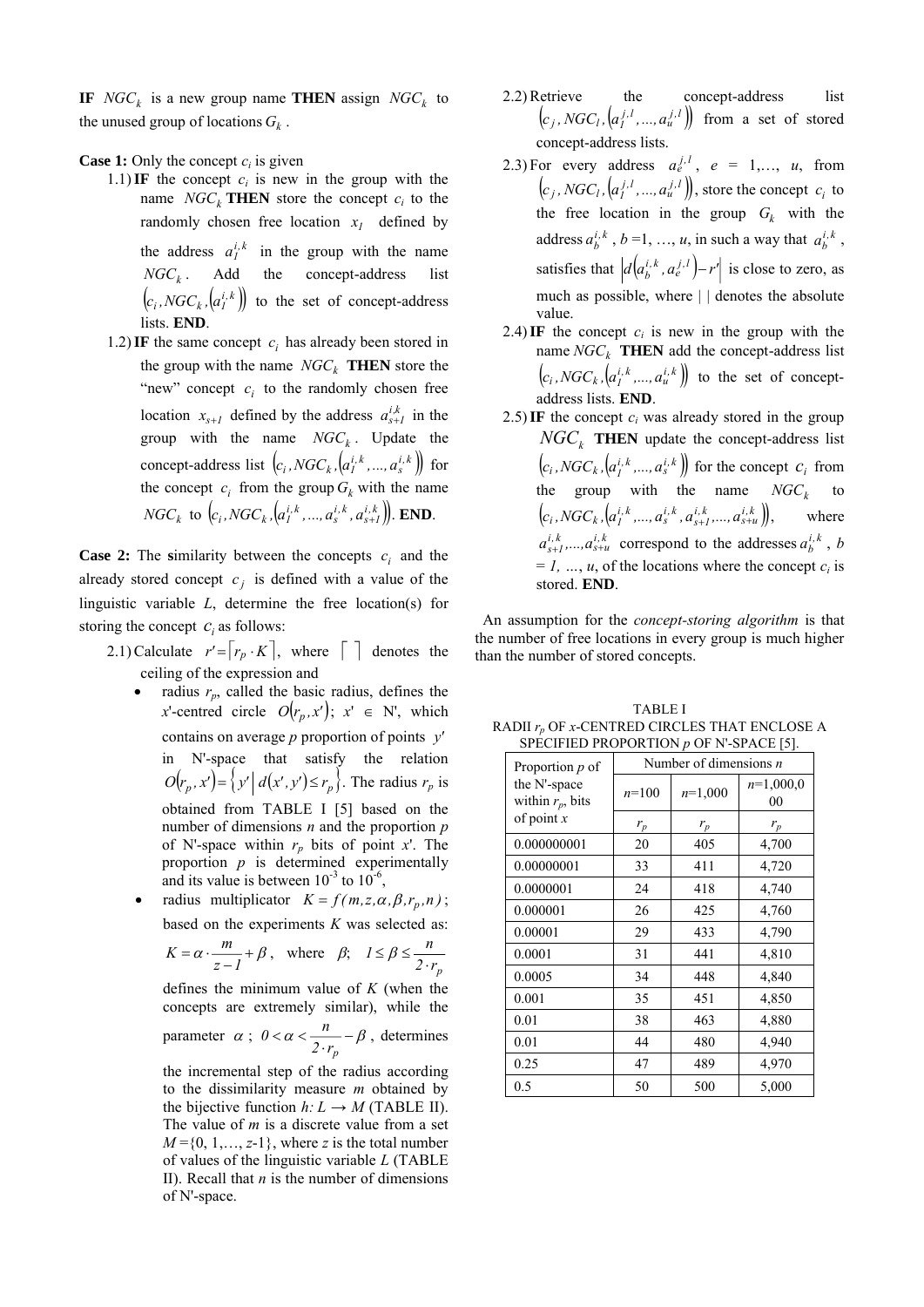**IF** $NGC_k$ is a new group name **THEN** assign $NGC_k$ to the unused group of locations $G_k$.

**Case 1:** Only the concept $c_i$ is given

1.1) **IF** the concept $c_i$ is new in the group with the name $NGC_k$ **THEN** store the concept $c_i$ to the randomly chosen free location $x_1$ defined by the address $a_1^{i,k}$ in the group with the name $NGC_k$. Add the concept-address list $\left(c_i, NGC_k, \left(a_1^{i,k}\right)\right)$ to the set of concept-address lists. **END**.

1.2) **IF** the same concept $c_i$ has already been stored in the group with the name $NGC_k$ **THEN** store the "new" concept $c_i$ to the randomly chosen free location $x_{s+1}$ defined by the address $a_{s+1}^{i,k}$ in the group with the name $NGC_k$. Update the concept-address list $\left(c_i, NGC_k, \left(a_1^{i,k}, ..., a_s^{i,k}\right)\right)$ for the concept $c_i$ from the group $G_k$ with the name $NGC_k$ to $\left(c_i, NGC_k, \left(a_1^{i,k}, ..., a_s^{i,k}, a_{s+1}^{i,k}\right)\right)$. **END**.

**Case 2:** The **s**imilarity between the concepts $c_i$ and the already stored concept $c_j$ is defined with a value of the linguistic variable *L*, determine the free location(s) for storing the concept $c_i$ as follows:

2.1) Calculate $r' = \lceil r_p \cdot K \rceil$, where $\lceil \ \rceil$ denotes the ceiling of the expression and
- radius $r_p$, called the basic radius, defines the $x'$-centred circle $O(r_p, x')$; $x' \in$ N', which contains on average *p* proportion of points $y'$ in N'-space that satisfy the relation $O(r_p, x') = \{ y' \mid d(x', y') \le r_p \}$. The radius $r_p$ is obtained from TABLE I [5] based on the number of dimensions *n* and the proportion *p* of N'-space within $r_p$ bits of point $x'$. The proportion *p* is determined experimentally and its value is between $10^{-3}$ to $10^{-6}$,
- radius multiplicator $K = f(m, z, \alpha, \beta, r_p, n)$; based on the experiments *K* was selected as: $K = \alpha \cdot \frac{m}{z-1} + \beta$, where $\beta$; $1 \le \beta \le \frac{n}{2 \cdot r_p}$ defines the minimum value of *K* (when the concepts are extremely similar), while the parameter $\alpha$; $0 < \alpha < \frac{n}{2 \cdot r_p} - \beta$, determines the incremental step of the radius according to the dissimilarity measure *m* obtained by the bijective function $h: L \rightarrow M$ (TABLE II). The value of *m* is a discrete value from a set $M = \{0, 1, \ldots, z\text{-}1\}$, where *z* is the total number of values of the linguistic variable *L* (TABLE II). Recall that *n* is the number of dimensions of N'-space.

2.2) Retrieve the concept-address list $\left(c_j, NGC_l, \left(a_1^{j,l}, ..., a_u^{j,l}\right)\right)$ from a set of stored concept-address lists.

2.3) For every address $a_e^{j,l}$, $e = 1, \ldots, u$, from $\left(c_j, NGC_l, \left(a_1^{j,l}, ..., a_u^{j,l}\right)\right)$, store the concept $c_i$ to the free location in the group $G_k$ with the address $a_b^{i,k}$, $b = 1, \ldots, u$, in such a way that $a_b^{i,k}$, satisfies that $\left| d\left(a_b^{i,k}, a_e^{j,l}\right) - r' \right|$ is close to zero, as much as possible, where | | denotes the absolute value.

2.4) **IF** the concept $c_i$ is new in the group with the name $NGC_k$ **THEN** add the concept-address list $\left(c_i, NGC_k, \left(a_1^{i,k}, ..., a_u^{i,k}\right)\right)$ to the set of concept-address lists. **END**.

2.5) **IF** the concept $c_i$ was already stored in the group $NGC_k$ **THEN** update the concept-address list $\left(c_i, NGC_k, \left(a_1^{i,k}, ..., a_s^{i,k}\right)\right)$ for the concept $c_i$ from the group with the name $NGC_k$ to $\left(c_i, NGC_k, \left(a_1^{i,k}, ..., a_s^{i,k}, a_{s+1}^{i,k}, ..., a_{s+u}^{i,k}\right)\right)$, where $a_{s+1}^{i,k}, ..., a_{s+u}^{i,k}$ correspond to the addresses $a_b^{i,k}$, $b = 1, \ldots, u$, of the locations where the concept $c_i$ is stored. **END**.

An assumption for the *concept-storing algorithm* is that the number of free locations in every group is much higher than the number of stored concepts.

TABLE I
RADII $r_p$ OF *x*-CENTRED CIRCLES THAT ENCLOSE A SPECIFIED PROPORTION *p* OF N'-SPACE [5].

| Proportion *p* of the N'-space within $r_p$ bits of point *x* | Number of dimensions *n* | | |
|---|---|---|---|
| | *n*=100 | *n*=1,000 | *n*=1,000,000 |
| | $r_p$ | $r_p$ | $r_p$ |
| 0.000000001 | 20 | 405 | 4,700 |
| 0.00000001 | 33 | 411 | 4,720 |
| 0.0000001 | 24 | 418 | 4,740 |
| 0.000001 | 26 | 425 | 4,760 |
| 0.00001 | 29 | 433 | 4,790 |
| 0.0001 | 31 | 441 | 4,810 |
| 0.0005 | 34 | 448 | 4,840 |
| 0.001 | 35 | 451 | 4,850 |
| 0.01 | 38 | 463 | 4,880 |
| 0.01 | 44 | 480 | 4,940 |
| 0.25 | 47 | 489 | 4,970 |
| 0.5 | 50 | 500 | 5,000 |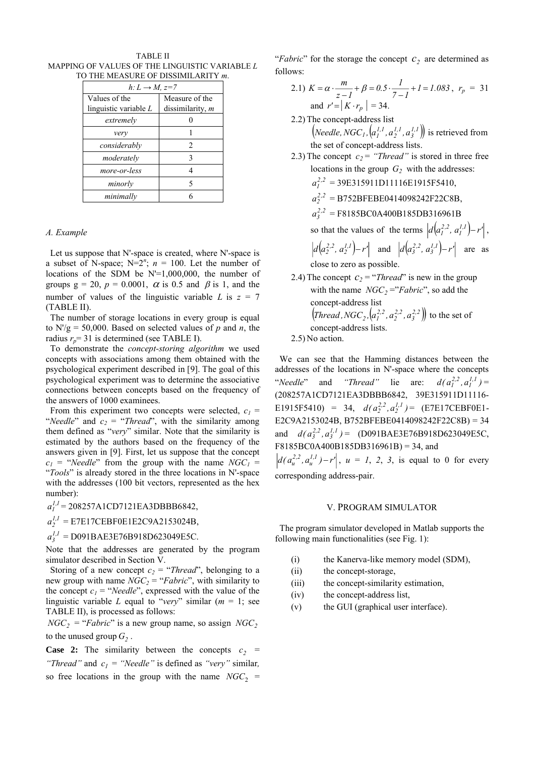TABLE II
MAPPING OF VALUES OF THE LINGUISTIC VARIABLE $L$ TO THE MEASURE OF DISSIMILARITY $m$.

| $h: L \rightarrow M, z=7$ | |
|---|---|
| Values of the linguistic variable $L$ | Measure of the dissimilarity, $m$ |
| *extremely* | 0 |
| *very* | 1 |
| *considerably* | 2 |
| *moderately* | 3 |
| *more-or-less* | 4 |
| *minorly* | 5 |
| *minimally* | 6 |

### *A. Example*

Let us suppose that N'-space is created, where N'-space is a subset of N-space; $N=2^n$; $n$ = 100. Let the number of locations of the SDM be N'=1,000,000, the number of groups g = 20, $p$ = 0.0001, $\alpha$ is 0.5 and $\beta$ is 1, and the number of values of the linguistic variable $L$ is $z$ = 7 (TABLE II).

The number of storage locations in every group is equal to N'/g = 50,000. Based on selected values of $p$ and $n$, the radius $r_p$= 31 is determined (see TABLE I).

To demonstrate the *concept-storing algorithm* we used concepts with associations among them obtained with the psychological experiment described in [9]. The goal of this psychological experiment was to determine the associative connections between concepts based on the frequency of the answers of 1000 examinees.

From this experiment two concepts were selected, $c_1$ = "*Needle*" and $c_2$ = "*Thread*", with the similarity among them defined as "*very*" similar. Note that the similarity is estimated by the authors based on the frequency of the answers given in [9]. First, let us suppose that the concept $c_1$ = "*Needle*" from the group with the name $NGC_1$ = "*Tools*" is already stored in the three locations in N'-space with the addresses (100 bit vectors, represented as the hex number):

$a_1^{1,1}$ = 208257A1CD7121EA3DBBB6842,

$a_2^{1,1}$ = E7E17CEBF0E1E2C9A2153024B,

$a_3^{1,1}$ = D091BAE3E76B918D623049E5C.

Note that the addresses are generated by the program simulator described in Section V.

Storing of a new concept $c_2$ = "*Thread*", belonging to a new group with name $NGC_2$ = "*Fabric*", with similarity to the concept $c_1$ = "*Needle*", expressed with the value of the linguistic variable $L$ equal to "*very*" similar ($m$ = 1; see TABLE II), is processed as follows:

$NGC_2$ = "*Fabric*" is a new group name, so assign $NGC_2$ to the unused group $G_2$ .

**Case 2:** The similarity between the concepts $c_2$ = *"Thread"* and $c_1$ = *"Needle"* is defined as *"very"* similar, so free locations in the group with the name $NGC_2$ = "*Fabric*" for the storage the concept $c_2$ are determined as follows:

2.1) $K = \alpha \cdot \dfrac{m}{z-1} + \beta = 0.5 \cdot \dfrac{1}{7-1} + 1 = 1.083$ , $r_p$ = 31 and $r' = \lfloor K \cdot r_p \rfloor$ = 34.

2.2) The concept-address list $\left(Needle, NGC_1, \left(a_1^{1,1}, a_2^{1,1}, a_3^{1,1}\right)\right)$ is retrieved from the set of concept-address lists.

2.3) The concept $c_2$ = *"Thread"* is stored in three free locations in the group $G_2$ with the addresses:
$a_1^{2,2}$ = 39E315911D11116E1915F5410,
$a_2^{2,2}$ = B752BFEBE0414098242F22C8B,
$a_3^{2,2}$ = F8185BC0A400B185DB316961B
so that the values of the terms $\left|d\left(a_1^{2,2}, a_1^{1,1}\right) - r'\right|$, $\left|d\left(a_2^{2,2}, a_2^{1,1}\right) - r'\right|$ and $\left|d\left(a_3^{2,2}, a_3^{1,1}\right) - r'\right|$ are as close to zero as possible.

2.4) The concept $c_2$ = "*Thread*" is new in the group with the name $NGC_2$ ="*Fabric*", so add the concept-address list $\left(Thread, NGC_2, \left(a_1^{2,2}, a_2^{2,2}, a_3^{2,2}\right)\right)$ to the set of concept-address lists.

2.5) No action.

We can see that the Hamming distances between the addresses of the locations in N'-space where the concepts "*Needle*" and *"Thread"* lie are: $d(a_1^{2,2}, a_1^{1,1})$ = (208257A1CD7121EA3DBBB6842, 39E315911D11116E1915F5410) = 34, $d(a_2^{2,2}, a_2^{1,1})$ = (E7E17CEBF0E1E2C9A2153024B, B752BFEBE0414098242F22C8B) = 34 and $d(a_3^{2,2}, a_3^{1,1})$ = (D091BAE3E76B918D623049E5C, F8185BC0A400B185DB316961B) = 34, and $\left|d(a_u^{2,2}, a_u^{1,1}) - r'\right|$, $u$ = *1*, *2*, *3*, is equal to 0 for every corresponding address-pair.

## V. PROGRAM SIMULATOR

The program simulator developed in Matlab supports the following main functionalities (see Fig. 1):

(i) the Kanerva-like memory model (SDM),
(ii) the concept-storage,
(iii) the concept-similarity estimation,
(iv) the concept-address list,
(v) the GUI (graphical user interface).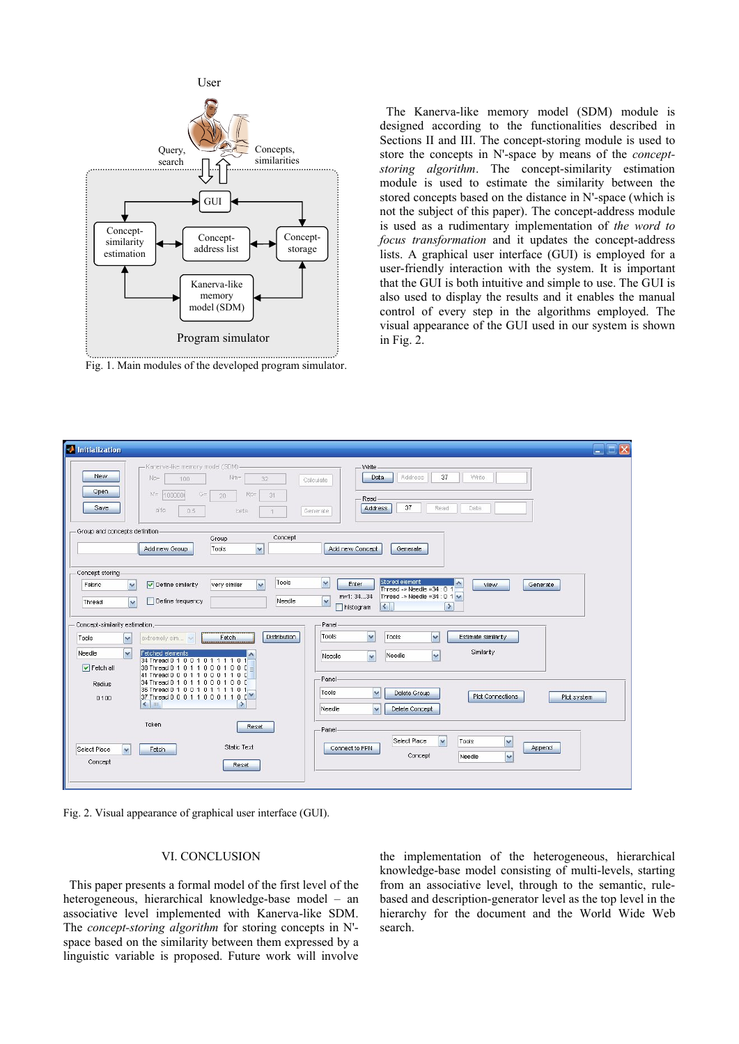Fig. 1. Main modules of the developed program simulator.

The Kanerva-like memory model (SDM) module is designed according to the functionalities described in Sections II and III. The concept-storing module is used to store the concepts in N'-space by means of the *concept-storing algorithm*. The concept-similarity estimation module is used to estimate the similarity between the stored concepts based on the distance in N'-space (which is not the subject of this paper). The concept-address module is used as a rudimentary implementation of *the word to focus transformation* and it updates the concept-address lists. A graphical user interface (GUI) is employed for a user-friendly interaction with the system. It is important that the GUI is both intuitive and simple to use. The GUI is also used to display the results and it enables the manual control of every step in the algorithms employed. The visual appearance of the GUI used in our system is shown in Fig. 2.

Fig. 2. Visual appearance of graphical user interface (GUI).

## VI. CONCLUSION

This paper presents a formal model of the first level of the heterogeneous, hierarchical knowledge-base model – an associative level implemented with Kanerva-like SDM. The *concept-storing algorithm* for storing concepts in N'-space based on the similarity between them expressed by a linguistic variable is proposed. Future work will involve the implementation of the heterogeneous, hierarchical knowledge-base model consisting of multi-levels, starting from an associative level, through to the semantic, rule-based and description-generator level as the top level in the hierarchy for the document and the World Wide Web search.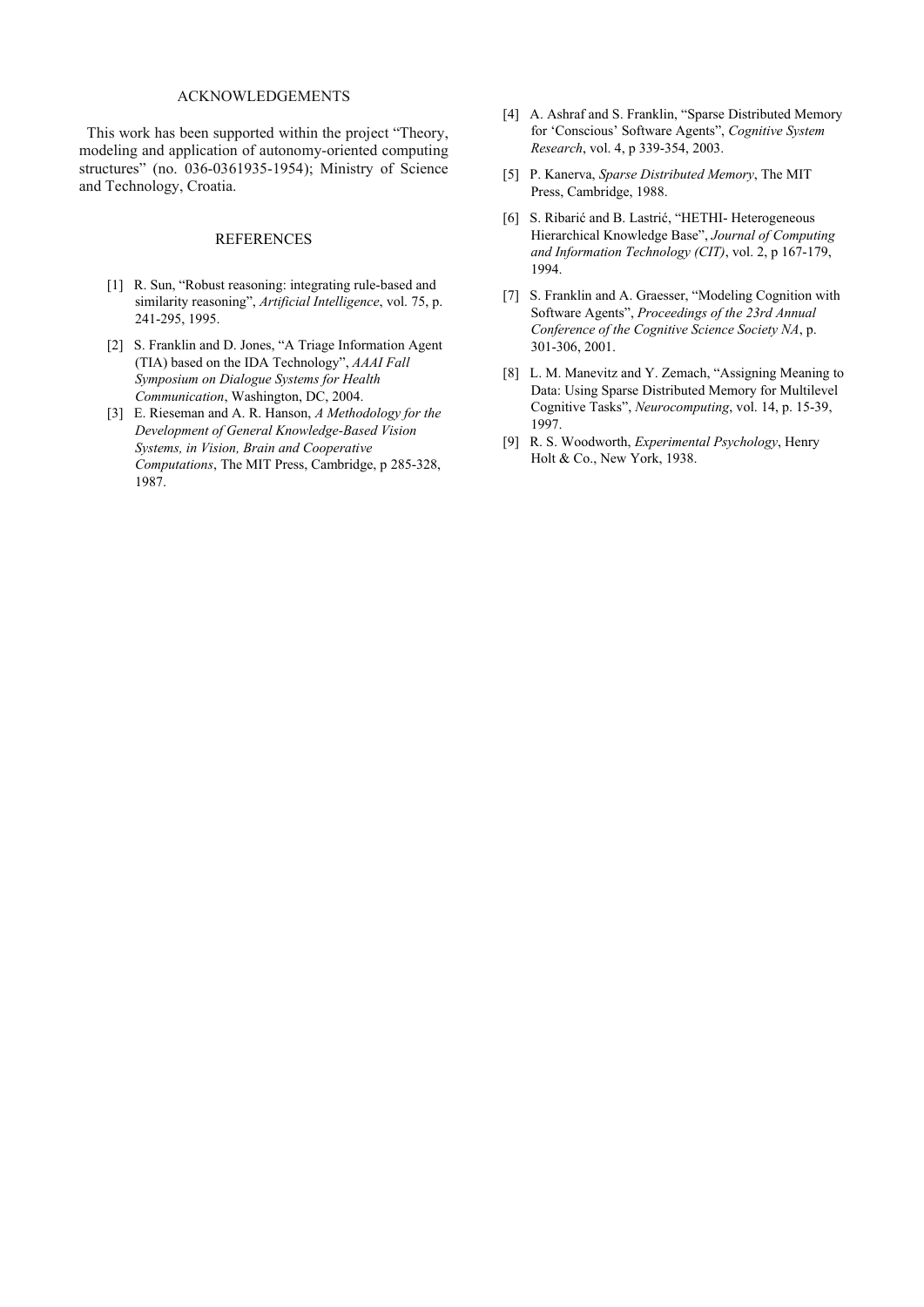## ACKNOWLEDGEMENTS

This work has been supported within the project "Theory, modeling and application of autonomy-oriented computing structures" (no. 036-0361935-1954); Ministry of Science and Technology, Croatia.

## REFERENCES

[1] R. Sun, "Robust reasoning: integrating rule-based and similarity reasoning", *Artificial Intelligence*, vol. 75, p. 241-295, 1995.

[2] S. Franklin and D. Jones, "A Triage Information Agent (TIA) based on the IDA Technology", *AAAI Fall Symposium on Dialogue Systems for Health Communication*, Washington, DC, 2004.

[3] E. Rieseman and A. R. Hanson, *A Methodology for the Development of General Knowledge-Based Vision Systems, in Vision, Brain and Cooperative Computations*, The MIT Press, Cambridge, p 285-328, 1987.

[4] A. Ashraf and S. Franklin, "Sparse Distributed Memory for 'Conscious' Software Agents", *Cognitive System Research*, vol. 4, p 339-354, 2003.

[5] P. Kanerva, *Sparse Distributed Memory*, The MIT Press, Cambridge, 1988.

[6] S. Ribarić and B. Lastrić, "HETHI- Heterogeneous Hierarchical Knowledge Base", *Journal of Computing and Information Technology (CIT)*, vol. 2, p 167-179, 1994.

[7] S. Franklin and A. Graesser, "Modeling Cognition with Software Agents", *Proceedings of the 23rd Annual Conference of the Cognitive Science Society NA*, p. 301-306, 2001.

[8] L. M. Manevitz and Y. Zemach, "Assigning Meaning to Data: Using Sparse Distributed Memory for Multilevel Cognitive Tasks", *Neurocomputing*, vol. 14, p. 15-39, 1997.

[9] R. S. Woodworth, *Experimental Psychology*, Henry Holt & Co., New York, 1938.